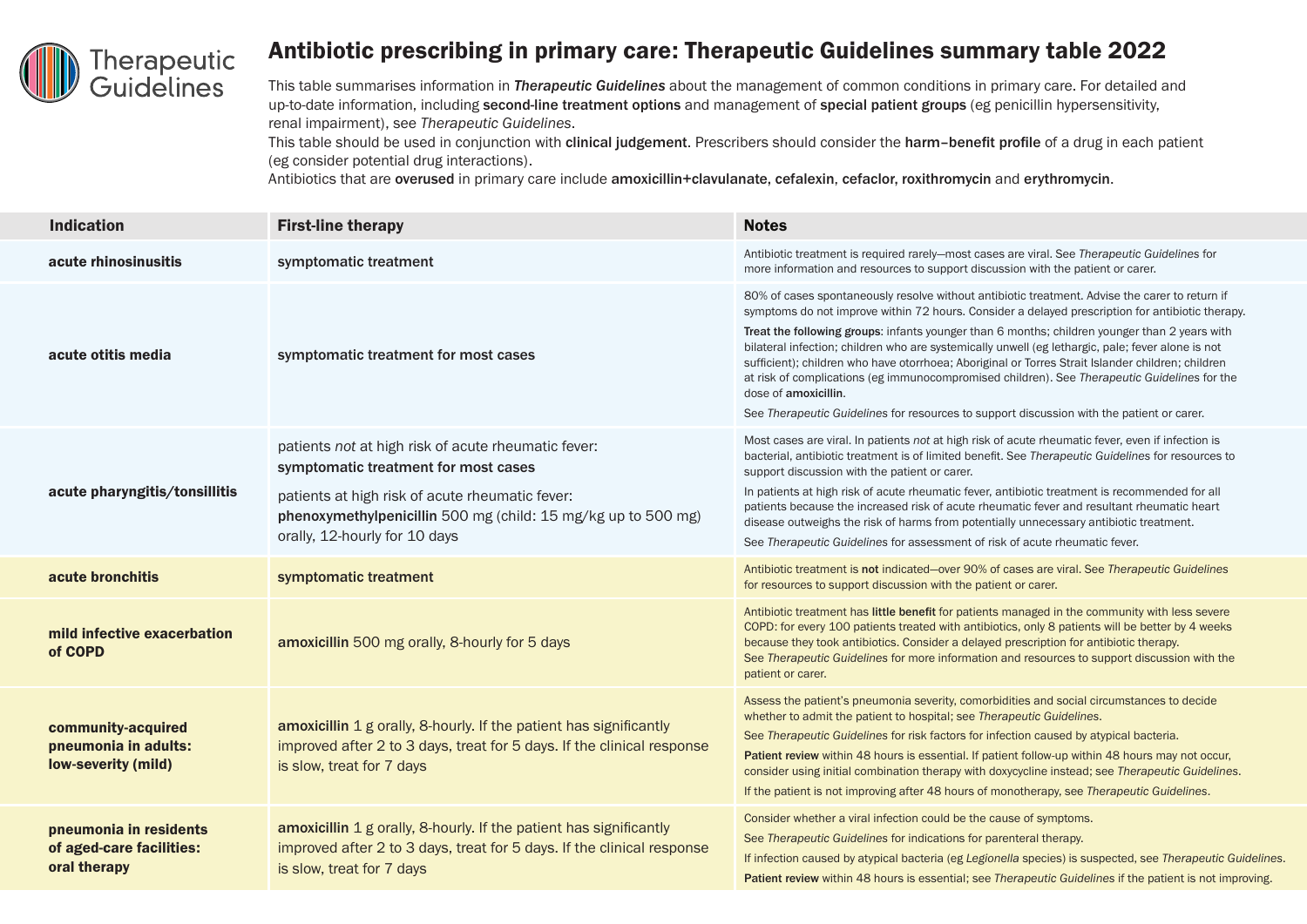# Antibiotic prescribing in primary care: Therapeutic Guidelines summary table 2022

This table summarises information in ***Therapeutic Guidelines*** about the management of common conditions in primary care. For detailed and up-to-date information, including **second-line treatment options** and management of **special patient groups** (eg penicillin hypersensitivity, renal impairment), see *Therapeutic Guidelines*.

This table should be used in conjunction with **clinical judgement**. Prescribers should consider the **harm–benefit profile** of a drug in each patient (eg consider potential drug interactions).

Antibiotics that are **overused** in primary care include **amoxicillin+clavulanate, cefalexin**, **cefaclor**, **roxithromycin** and **erythromycin**.

| Indication | First-line therapy | Notes |
|---|---|---|
| **acute rhinosinusitis** | symptomatic treatment | Antibiotic treatment is required rarely—most cases are viral. See *Therapeutic Guidelines* for more information and resources to support discussion with the patient or carer. |
| **acute otitis media** | symptomatic treatment for most cases | 80% of cases spontaneously resolve without antibiotic treatment. Advise the carer to return if symptoms do not improve within 72 hours. Consider a delayed prescription for antibiotic therapy.<br>**Treat the following groups**: infants younger than 6 months; children younger than 2 years with bilateral infection; children who are systemically unwell (eg lethargic, pale; fever alone is not sufficient); children who have otorrhoea; Aboriginal or Torres Strait Islander children; children at risk of complications (eg immunocompromised children). See *Therapeutic Guidelines* for the dose of **amoxicillin**.<br>See *Therapeutic Guidelines* for resources to support discussion with the patient or carer. |
| **acute pharyngitis/tonsillitis** | patients *not* at high risk of acute rheumatic fever: **symptomatic treatment for most cases**<br>patients at high risk of acute rheumatic fever: **phenoxymethylpenicillin** 500 mg (child: 15 mg/kg up to 500 mg) orally, 12-hourly for 10 days | Most cases are viral. In patients *not* at high risk of acute rheumatic fever, even if infection is bacterial, antibiotic treatment is of limited benefit. See *Therapeutic Guidelines* for resources to support discussion with the patient or carer.<br>In patients at high risk of acute rheumatic fever, antibiotic treatment is recommended for all patients because the increased risk of acute rheumatic fever and resultant rheumatic heart disease outweighs the risk of harms from potentially unnecessary antibiotic treatment.<br>See *Therapeutic Guidelines* for assessment of risk of acute rheumatic fever. |
| **acute bronchitis** | symptomatic treatment | Antibiotic treatment is **not** indicated—over 90% of cases are viral. See *Therapeutic Guidelines* for resources to support discussion with the patient or carer. |
| **mild infective exacerbation of COPD** | **amoxicillin** 500 mg orally, 8-hourly for 5 days | Antibiotic treatment has **little benefit** for patients managed in the community with less severe COPD: for every 100 patients treated with antibiotics, only 8 patients will be better by 4 weeks because they took antibiotics. Consider a delayed prescription for antibiotic therapy.<br>See *Therapeutic Guidelines* for more information and resources to support discussion with the patient or carer. |
| **community-acquired pneumonia in adults: low-severity (mild)** | **amoxicillin** 1 g orally, 8-hourly. If the patient has significantly improved after 2 to 3 days, treat for 5 days. If the clinical response is slow, treat for 7 days | Assess the patient's pneumonia severity, comorbidities and social circumstances to decide whether to admit the patient to hospital; see *Therapeutic Guidelines*.<br>See *Therapeutic Guidelines* for risk factors for infection caused by atypical bacteria.<br>**Patient review** within 48 hours is essential. If patient follow-up within 48 hours may not occur, consider using initial combination therapy with doxycycline instead; see *Therapeutic Guidelines*.<br>If the patient is not improving after 48 hours of monotherapy, see *Therapeutic Guidelines*. |
| **pneumonia in residents of aged-care facilities: oral therapy** | **amoxicillin** 1 g orally, 8-hourly. If the patient has significantly improved after 2 to 3 days, treat for 5 days. If the clinical response is slow, treat for 7 days | Consider whether a viral infection could be the cause of symptoms.<br>See *Therapeutic Guidelines* for indications for parenteral therapy.<br>If infection caused by atypical bacteria (eg *Legionella* species) is suspected, see *Therapeutic Guidelines*.<br>**Patient review** within 48 hours is essential; see *Therapeutic Guidelines* if the patient is not improving. |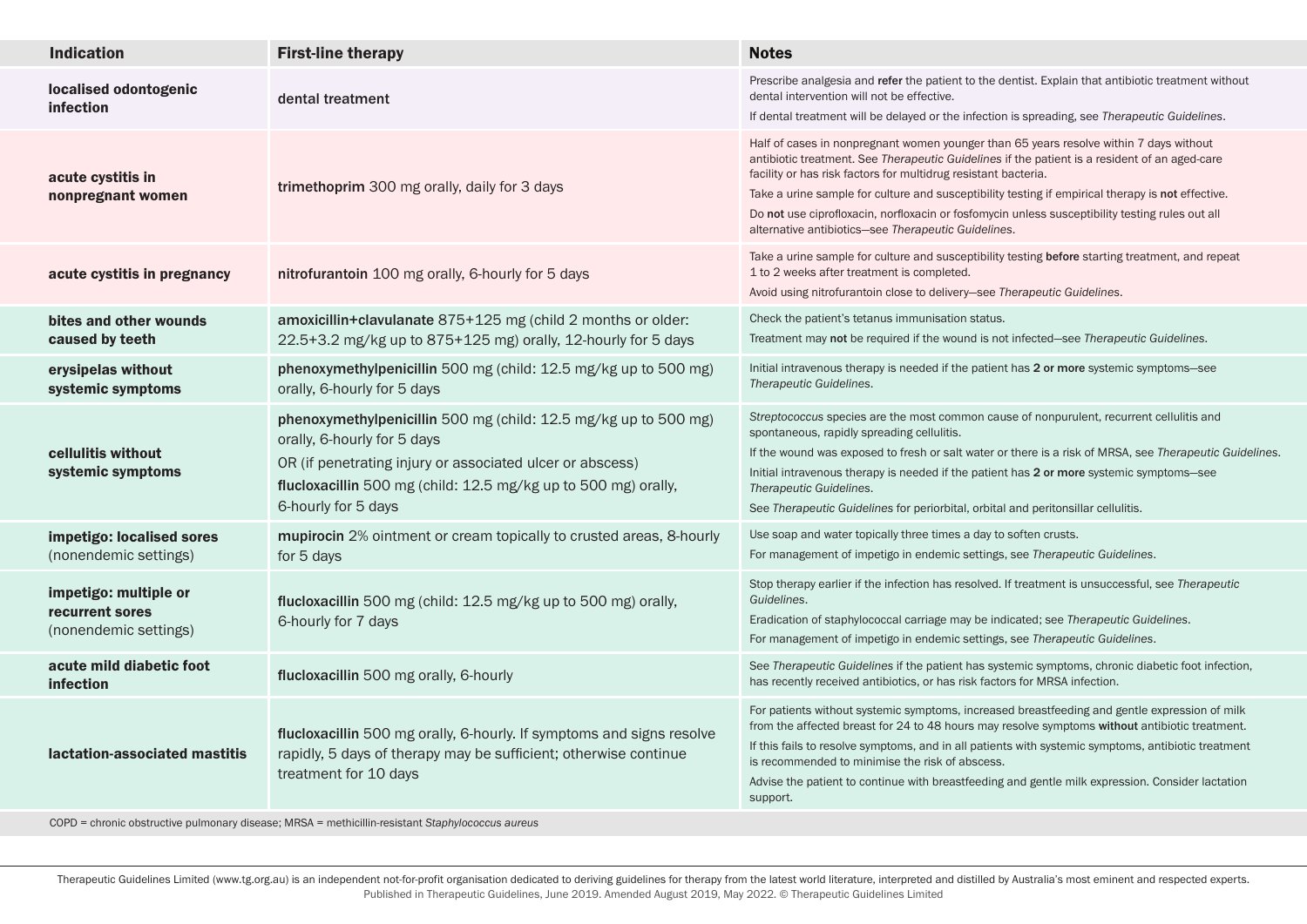| Indication | First-line therapy | Notes |
|---|---|---|
| **localised odontogenic infection** | dental treatment | Prescribe analgesia and **refer** the patient to the dentist. Explain that antibiotic treatment without dental intervention will not be effective.<br>If dental treatment will be delayed or the infection is spreading, see *Therapeutic Guidelines*. |
| **acute cystitis in nonpregnant women** | **trimethoprim** 300 mg orally, daily for 3 days | Half of cases in nonpregnant women younger than 65 years resolve within 7 days without antibiotic treatment. See *Therapeutic Guidelines* if the patient is a resident of an aged-care facility or has risk factors for multidrug resistant bacteria.<br>Take a urine sample for culture and susceptibility testing if empirical therapy is **not** effective.<br>Do **not** use ciprofloxacin, norfloxacin or fosfomycin unless susceptibility testing rules out all alternative antibiotics—see *Therapeutic Guidelines*. |
| **acute cystitis in pregnancy** | **nitrofurantoin** 100 mg orally, 6-hourly for 5 days | Take a urine sample for culture and susceptibility testing **before** starting treatment, and repeat 1 to 2 weeks after treatment is completed.<br>Avoid using nitrofurantoin close to delivery—see *Therapeutic Guidelines*. |
| **bites and other wounds caused by teeth** | **amoxicillin+clavulanate** 875+125 mg (child 2 months or older: 22.5+3.2 mg/kg up to 875+125 mg) orally, 12-hourly for 5 days | Check the patient's tetanus immunisation status.<br>Treatment may **not** be required if the wound is not infected—see *Therapeutic Guidelines*. |
| **erysipelas without systemic symptoms** | **phenoxymethylpenicillin** 500 mg (child: 12.5 mg/kg up to 500 mg) orally, 6-hourly for 5 days | Initial intravenous therapy is needed if the patient has **2 or more** systemic symptoms—see *Therapeutic Guidelines*. |
| **cellulitis without systemic symptoms** | **phenoxymethylpenicillin** 500 mg (child: 12.5 mg/kg up to 500 mg) orally, 6-hourly for 5 days<br>OR (if penetrating injury or associated ulcer or abscess)<br>**flucloxacillin** 500 mg (child: 12.5 mg/kg up to 500 mg) orally, 6-hourly for 5 days | *Streptococcus* species are the most common cause of nonpurulent, recurrent cellulitis and spontaneous, rapidly spreading cellulitis.<br>If the wound was exposed to fresh or salt water or there is a risk of MRSA, see *Therapeutic Guidelines*.<br>Initial intravenous therapy is needed if the patient has **2 or more** systemic symptoms—see *Therapeutic Guidelines*.<br>See *Therapeutic Guidelines* for periorbital, orbital and peritonsillar cellulitis. |
| **impetigo: localised sores** (nonendemic settings) | **mupirocin** 2% ointment or cream topically to crusted areas, 8-hourly for 5 days | Use soap and water topically three times a day to soften crusts.<br>For management of impetigo in endemic settings, see *Therapeutic Guidelines*. |
| **impetigo: multiple or recurrent sores** (nonendemic settings) | **flucloxacillin** 500 mg (child: 12.5 mg/kg up to 500 mg) orally, 6-hourly for 7 days | Stop therapy earlier if the infection has resolved. If treatment is unsuccessful, see *Therapeutic Guidelines*.<br>Eradication of staphylococcal carriage may be indicated; see *Therapeutic Guidelines*.<br>For management of impetigo in endemic settings, see *Therapeutic Guidelines*. |
| **acute mild diabetic foot infection** | **flucloxacillin** 500 mg orally, 6-hourly | See *Therapeutic Guidelines* if the patient has systemic symptoms, chronic diabetic foot infection, has recently received antibiotics, or has risk factors for MRSA infection. |
| **lactation-associated mastitis** | **flucloxacillin** 500 mg orally, 6-hourly. If symptoms and signs resolve rapidly, 5 days of therapy may be sufficient; otherwise continue treatment for 10 days | For patients without systemic symptoms, increased breastfeeding and gentle expression of milk from the affected breast for 24 to 48 hours may resolve symptoms **without** antibiotic treatment.<br>If this fails to resolve symptoms, and in all patients with systemic symptoms, antibiotic treatment is recommended to minimise the risk of abscess.<br>Advise the patient to continue with breastfeeding and gentle milk expression. Consider lactation support. |

COPD = chronic obstructive pulmonary disease; MRSA = methicillin-resistant *Staphylococcus aureus*

Therapeutic Guidelines Limited (www.tg.org.au) is an independent not-for-profit organisation dedicated to deriving guidelines for therapy from the latest world literature, interpreted and distilled by Australia's most eminent and respected experts.
Published in Therapeutic Guidelines, June 2019. Amended August 2019, May 2022. © Therapeutic Guidelines Limited